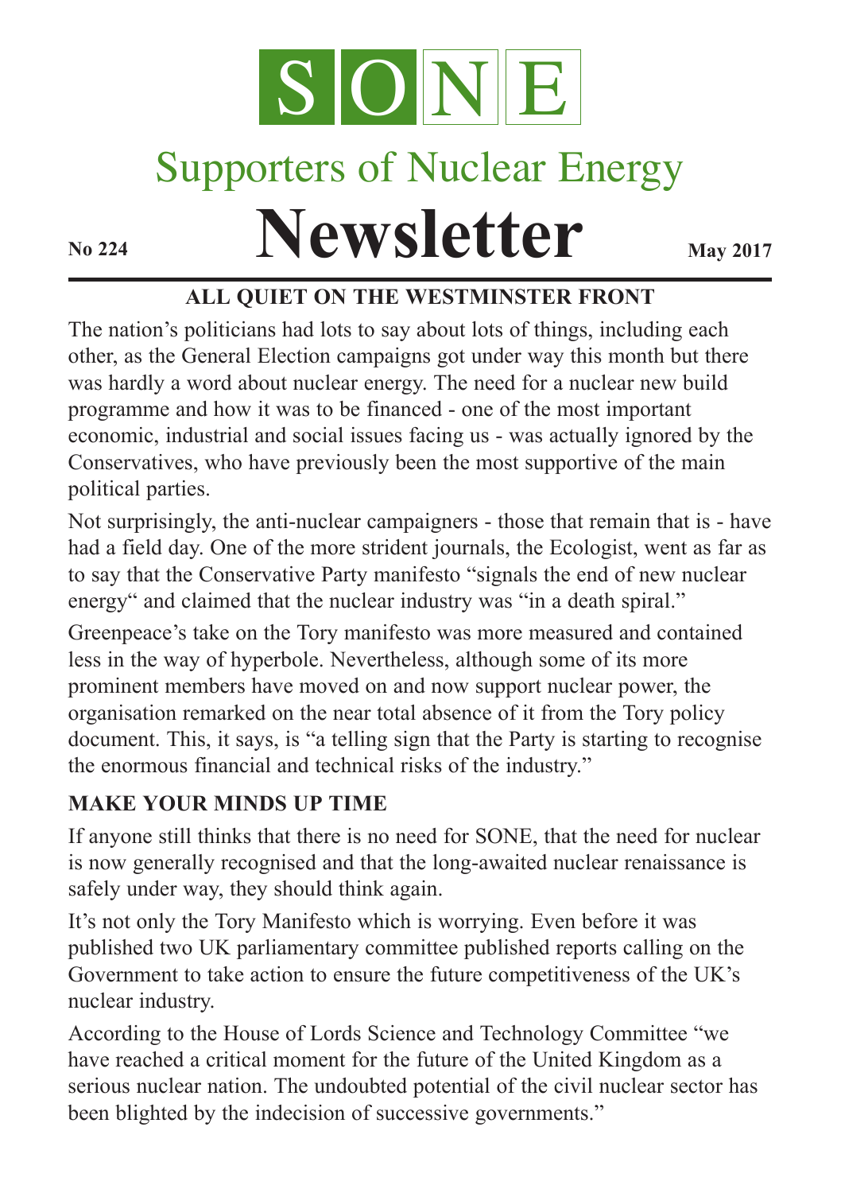# SONE

## Supporters of Nuclear Energy

# Newsletter

**No 224** **May 2017**

### ALL QUIET ON THE WESTMINSTER FRONT

The nation's politicians had lots to say about lots of things, including each other, as the General Election campaigns got under way this month but there was hardly a word about nuclear energy. The need for a nuclear new build programme and how it was to be financed - one of the most important economic, industrial and social issues facing us - was actually ignored by the Conservatives, who have previously been the most supportive of the main political parties.

Not surprisingly, the anti-nuclear campaigners - those that remain that is - have had a field day. One of the more strident journals, the Ecologist, went as far as to say that the Conservative Party manifesto "signals the end of new nuclear energy" and claimed that the nuclear industry was "in a death spiral."

Greenpeace's take on the Tory manifesto was more measured and contained less in the way of hyperbole. Nevertheless, although some of its more prominent members have moved on and now support nuclear power, the organisation remarked on the near total absence of it from the Tory policy document. This, it says, is "a telling sign that the Party is starting to recognise the enormous financial and technical risks of the industry."

### MAKE YOUR MINDS UP TIME

If anyone still thinks that there is no need for SONE, that the need for nuclear is now generally recognised and that the long-awaited nuclear renaissance is safely under way, they should think again.

It's not only the Tory Manifesto which is worrying. Even before it was published two UK parliamentary committee published reports calling on the Government to take action to ensure the future competitiveness of the UK's nuclear industry.

According to the House of Lords Science and Technology Committee "we have reached a critical moment for the future of the United Kingdom as a serious nuclear nation. The undoubted potential of the civil nuclear sector has been blighted by the indecision of successive governments."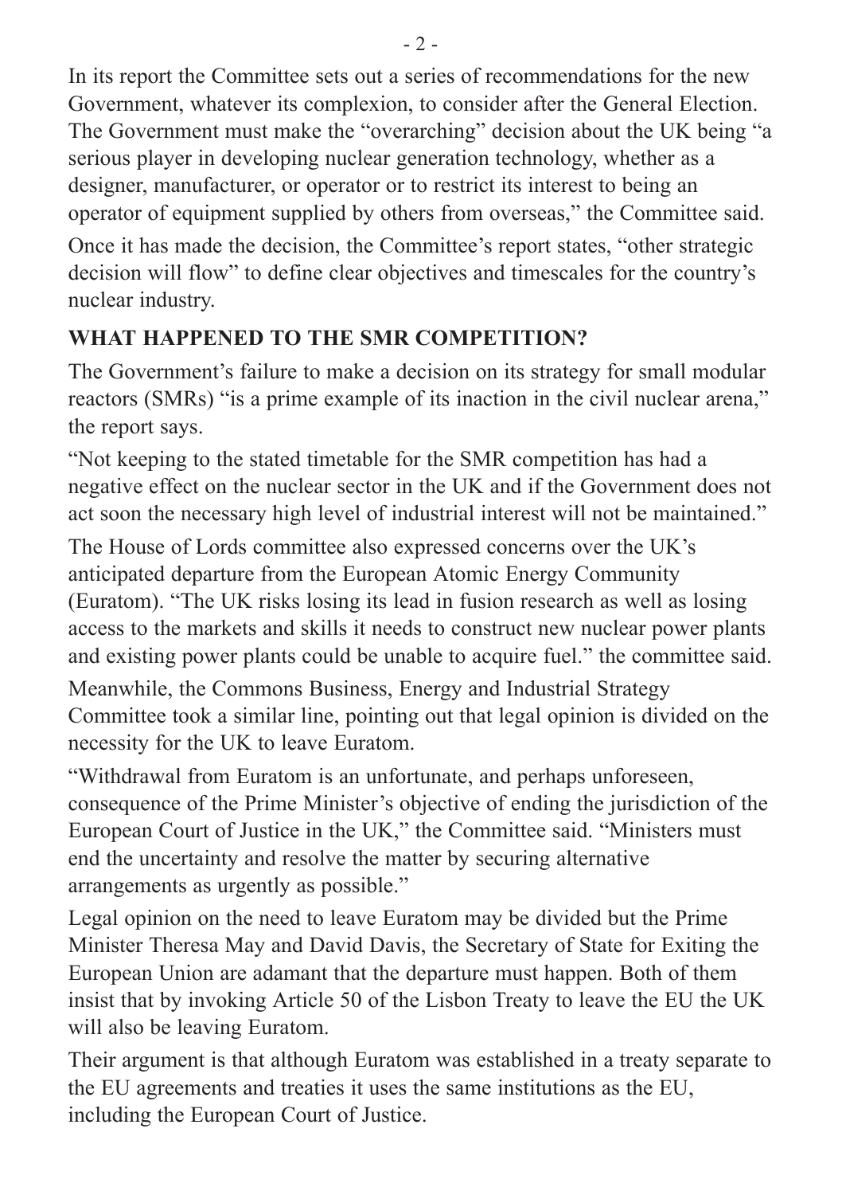In its report the Committee sets out a series of recommendations for the new Government, whatever its complexion, to consider after the General Election. The Government must make the "overarching" decision about the UK being "a serious player in developing nuclear generation technology, whether as a designer, manufacturer, or operator or to restrict its interest to being an operator of equipment supplied by others from overseas," the Committee said.

Once it has made the decision, the Committee's report states, "other strategic decision will flow" to define clear objectives and timescales for the country's nuclear industry.

## WHAT HAPPENED TO THE SMR COMPETITION?

The Government's failure to make a decision on its strategy for small modular reactors (SMRs) "is a prime example of its inaction in the civil nuclear arena," the report says.

"Not keeping to the stated timetable for the SMR competition has had a negative effect on the nuclear sector in the UK and if the Government does not act soon the necessary high level of industrial interest will not be maintained."

The House of Lords committee also expressed concerns over the UK's anticipated departure from the European Atomic Energy Community (Euratom). "The UK risks losing its lead in fusion research as well as losing access to the markets and skills it needs to construct new nuclear power plants and existing power plants could be unable to acquire fuel." the committee said.

Meanwhile, the Commons Business, Energy and Industrial Strategy Committee took a similar line, pointing out that legal opinion is divided on the necessity for the UK to leave Euratom.

"Withdrawal from Euratom is an unfortunate, and perhaps unforeseen, consequence of the Prime Minister's objective of ending the jurisdiction of the European Court of Justice in the UK," the Committee said. "Ministers must end the uncertainty and resolve the matter by securing alternative arrangements as urgently as possible."

Legal opinion on the need to leave Euratom may be divided but the Prime Minister Theresa May and David Davis, the Secretary of State for Exiting the European Union are adamant that the departure must happen. Both of them insist that by invoking Article 50 of the Lisbon Treaty to leave the EU the UK will also be leaving Euratom.

Their argument is that although Euratom was established in a treaty separate to the EU agreements and treaties it uses the same institutions as the EU, including the European Court of Justice.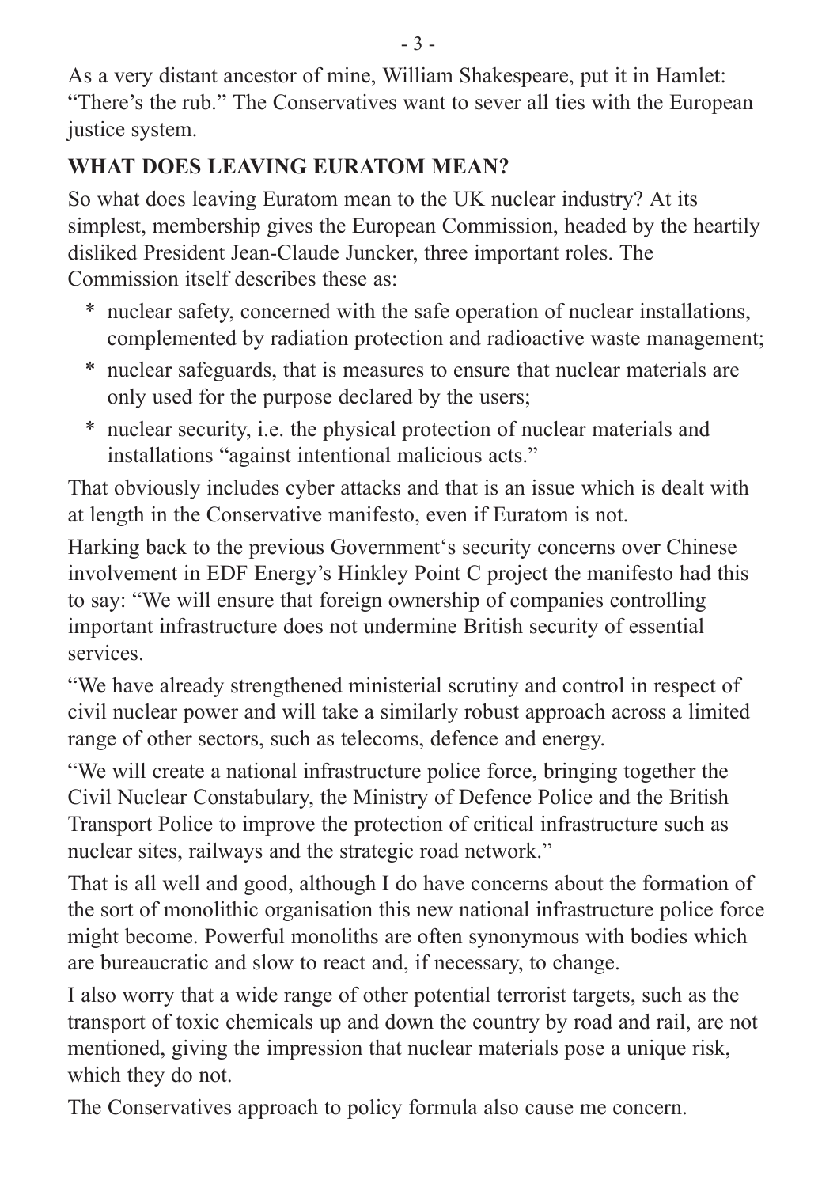As a very distant ancestor of mine, William Shakespeare, put it in Hamlet: "There's the rub." The Conservatives want to sever all ties with the European justice system.

## WHAT DOES LEAVING EURATOM MEAN?

So what does leaving Euratom mean to the UK nuclear industry? At its simplest, membership gives the European Commission, headed by the heartily disliked President Jean-Claude Juncker, three important roles. The Commission itself describes these as:

* nuclear safety, concerned with the safe operation of nuclear installations, complemented by radiation protection and radioactive waste management;
* nuclear safeguards, that is measures to ensure that nuclear materials are only used for the purpose declared by the users;
* nuclear security, i.e. the physical protection of nuclear materials and installations "against intentional malicious acts."

That obviously includes cyber attacks and that is an issue which is dealt with at length in the Conservative manifesto, even if Euratom is not.

Harking back to the previous Government's security concerns over Chinese involvement in EDF Energy's Hinkley Point C project the manifesto had this to say: "We will ensure that foreign ownership of companies controlling important infrastructure does not undermine British security of essential services.

"We have already strengthened ministerial scrutiny and control in respect of civil nuclear power and will take a similarly robust approach across a limited range of other sectors, such as telecoms, defence and energy.

"We will create a national infrastructure police force, bringing together the Civil Nuclear Constabulary, the Ministry of Defence Police and the British Transport Police to improve the protection of critical infrastructure such as nuclear sites, railways and the strategic road network."

That is all well and good, although I do have concerns about the formation of the sort of monolithic organisation this new national infrastructure police force might become. Powerful monoliths are often synonymous with bodies which are bureaucratic and slow to react and, if necessary, to change.

I also worry that a wide range of other potential terrorist targets, such as the transport of toxic chemicals up and down the country by road and rail, are not mentioned, giving the impression that nuclear materials pose a unique risk, which they do not.

The Conservatives approach to policy formula also cause me concern.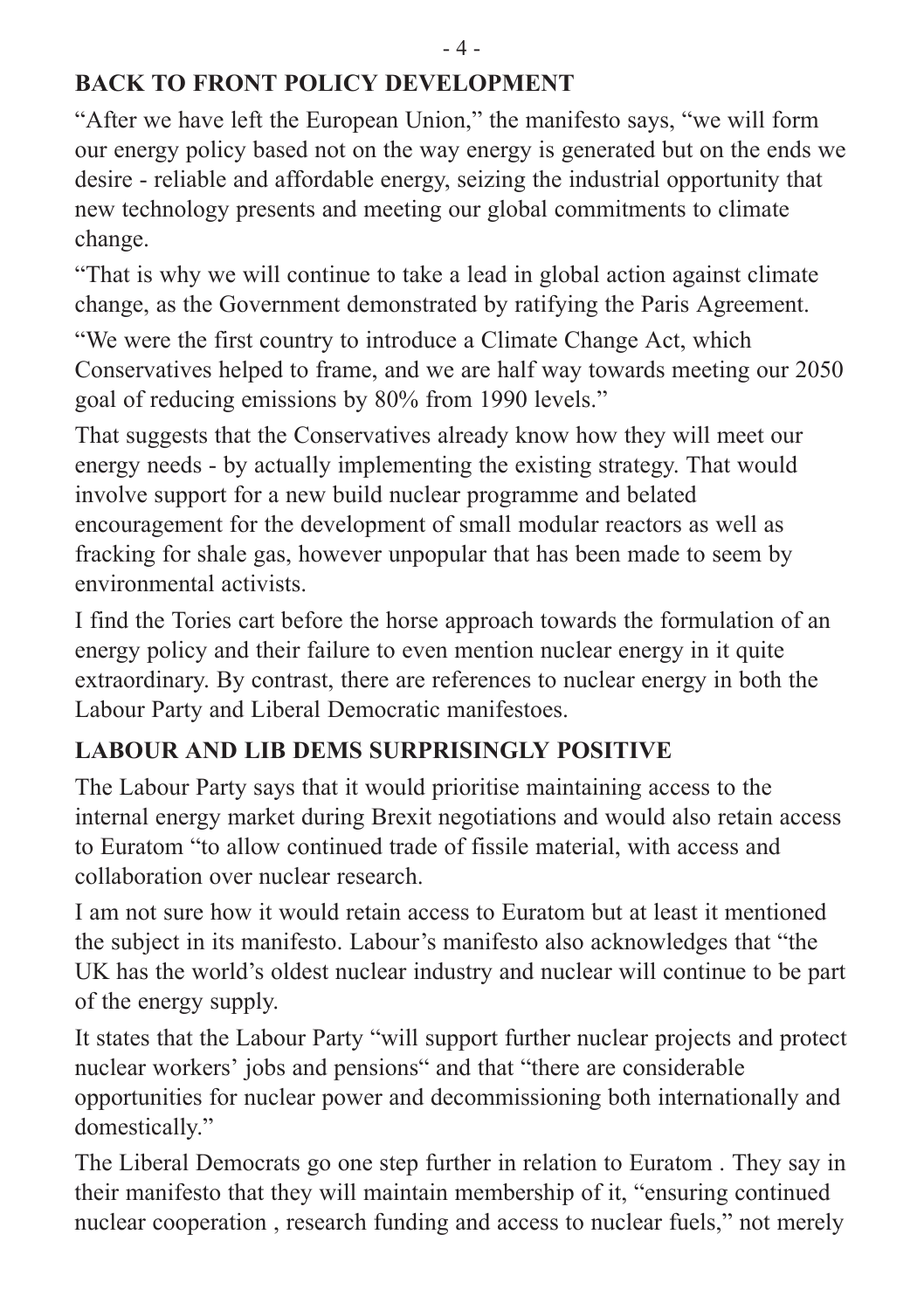## BACK TO FRONT POLICY DEVELOPMENT

"After we have left the European Union," the manifesto says, "we will form our energy policy based not on the way energy is generated but on the ends we desire - reliable and affordable energy, seizing the industrial opportunity that new technology presents and meeting our global commitments to climate change.

"That is why we will continue to take a lead in global action against climate change, as the Government demonstrated by ratifying the Paris Agreement.

"We were the first country to introduce a Climate Change Act, which Conservatives helped to frame, and we are half way towards meeting our 2050 goal of reducing emissions by 80% from 1990 levels."

That suggests that the Conservatives already know how they will meet our energy needs - by actually implementing the existing strategy. That would involve support for a new build nuclear programme and belated encouragement for the development of small modular reactors as well as fracking for shale gas, however unpopular that has been made to seem by environmental activists.

I find the Tories cart before the horse approach towards the formulation of an energy policy and their failure to even mention nuclear energy in it quite extraordinary. By contrast, there are references to nuclear energy in both the Labour Party and Liberal Democratic manifestoes.

## LABOUR AND LIB DEMS SURPRISINGLY POSITIVE

The Labour Party says that it would prioritise maintaining access to the internal energy market during Brexit negotiations and would also retain access to Euratom "to allow continued trade of fissile material, with access and collaboration over nuclear research.

I am not sure how it would retain access to Euratom but at least it mentioned the subject in its manifesto. Labour's manifesto also acknowledges that "the UK has the world's oldest nuclear industry and nuclear will continue to be part of the energy supply.

It states that the Labour Party "will support further nuclear projects and protect nuclear workers' jobs and pensions" and that "there are considerable opportunities for nuclear power and decommissioning both internationally and domestically."

The Liberal Democrats go one step further in relation to Euratom . They say in their manifesto that they will maintain membership of it, "ensuring continued nuclear cooperation , research funding and access to nuclear fuels," not merely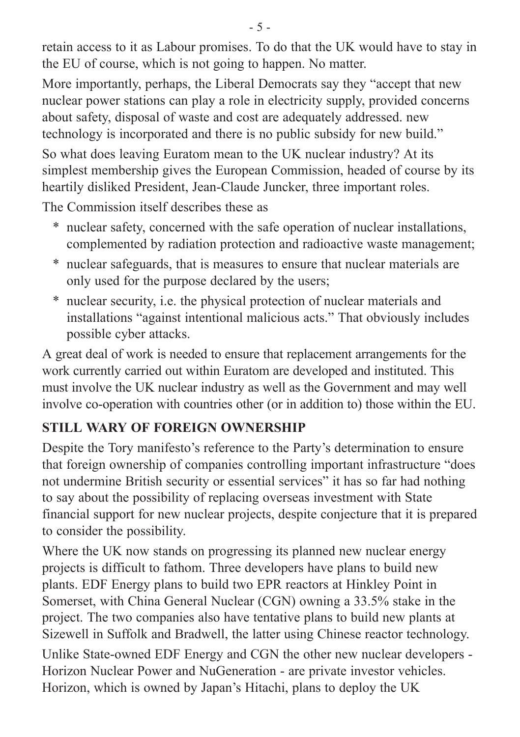retain access to it as Labour promises. To do that the UK would have to stay in the EU of course, which is not going to happen. No matter.

More importantly, perhaps, the Liberal Democrats say they "accept that new nuclear power stations can play a role in electricity supply, provided concerns about safety, disposal of waste and cost are adequately addressed. new technology is incorporated and there is no public subsidy for new build."

So what does leaving Euratom mean to the UK nuclear industry? At its simplest membership gives the European Commission, headed of course by its heartily disliked President, Jean-Claude Juncker, three important roles.

The Commission itself describes these as

* nuclear safety, concerned with the safe operation of nuclear installations, complemented by radiation protection and radioactive waste management;
* nuclear safeguards, that is measures to ensure that nuclear materials are only used for the purpose declared by the users;
* nuclear security, i.e. the physical protection of nuclear materials and installations "against intentional malicious acts." That obviously includes possible cyber attacks.

A great deal of work is needed to ensure that replacement arrangements for the work currently carried out within Euratom are developed and instituted. This must involve the UK nuclear industry as well as the Government and may well involve co-operation with countries other (or in addition to) those within the EU.

## STILL WARY OF FOREIGN OWNERSHIP

Despite the Tory manifesto's reference to the Party's determination to ensure that foreign ownership of companies controlling important infrastructure "does not undermine British security or essential services" it has so far had nothing to say about the possibility of replacing overseas investment with State financial support for new nuclear projects, despite conjecture that it is prepared to consider the possibility.

Where the UK now stands on progressing its planned new nuclear energy projects is difficult to fathom. Three developers have plans to build new plants. EDF Energy plans to build two EPR reactors at Hinkley Point in Somerset, with China General Nuclear (CGN) owning a 33.5% stake in the project. The two companies also have tentative plans to build new plants at Sizewell in Suffolk and Bradwell, the latter using Chinese reactor technology.

Unlike State-owned EDF Energy and CGN the other new nuclear developers - Horizon Nuclear Power and NuGeneration - are private investor vehicles. Horizon, which is owned by Japan's Hitachi, plans to deploy the UK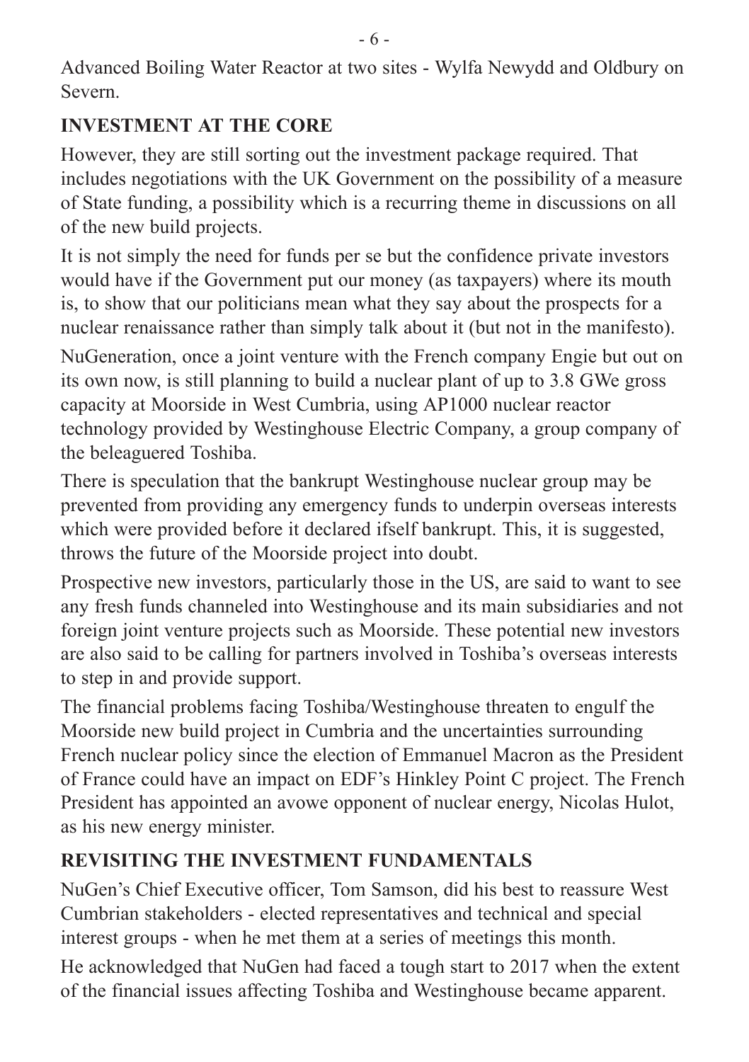Advanced Boiling Water Reactor at two sites - Wylfa Newydd and Oldbury on Severn.

## INVESTMENT AT THE CORE

However, they are still sorting out the investment package required. That includes negotiations with the UK Government on the possibility of a measure of State funding, a possibility which is a recurring theme in discussions on all of the new build projects.

It is not simply the need for funds per se but the confidence private investors would have if the Government put our money (as taxpayers) where its mouth is, to show that our politicians mean what they say about the prospects for a nuclear renaissance rather than simply talk about it (but not in the manifesto).

NuGeneration, once a joint venture with the French company Engie but out on its own now, is still planning to build a nuclear plant of up to 3.8 GWe gross capacity at Moorside in West Cumbria, using AP1000 nuclear reactor technology provided by Westinghouse Electric Company, a group company of the beleaguered Toshiba.

There is speculation that the bankrupt Westinghouse nuclear group may be prevented from providing any emergency funds to underpin overseas interests which were provided before it declared ifself bankrupt. This, it is suggested, throws the future of the Moorside project into doubt.

Prospective new investors, particularly those in the US, are said to want to see any fresh funds channeled into Westinghouse and its main subsidiaries and not foreign joint venture projects such as Moorside. These potential new investors are also said to be calling for partners involved in Toshiba's overseas interests to step in and provide support.

The financial problems facing Toshiba/Westinghouse threaten to engulf the Moorside new build project in Cumbria and the uncertainties surrounding French nuclear policy since the election of Emmanuel Macron as the President of France could have an impact on EDF's Hinkley Point C project. The French President has appointed an avowe opponent of nuclear energy, Nicolas Hulot, as his new energy minister.

## REVISITING THE INVESTMENT FUNDAMENTALS

NuGen's Chief Executive officer, Tom Samson, did his best to reassure West Cumbrian stakeholders - elected representatives and technical and special interest groups - when he met them at a series of meetings this month.

He acknowledged that NuGen had faced a tough start to 2017 when the extent of the financial issues affecting Toshiba and Westinghouse became apparent.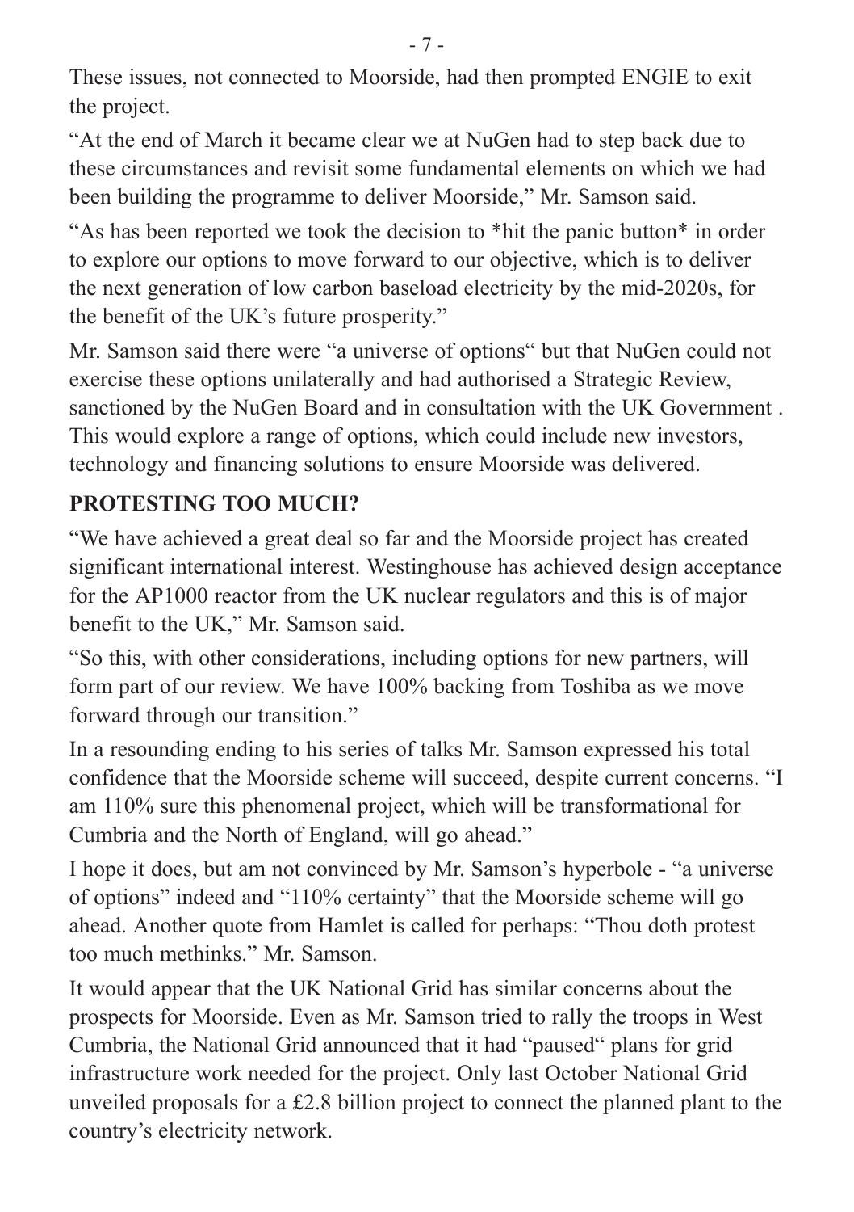These issues, not connected to Moorside, had then prompted ENGIE to exit the project.

"At the end of March it became clear we at NuGen had to step back due to these circumstances and revisit some fundamental elements on which we had been building the programme to deliver Moorside," Mr. Samson said.

"As has been reported we took the decision to *hit the panic button* in order to explore our options to move forward to our objective, which is to deliver the next generation of low carbon baseload electricity by the mid-2020s, for the benefit of the UK's future prosperity."

Mr. Samson said there were "a universe of options" but that NuGen could not exercise these options unilaterally and had authorised a Strategic Review, sanctioned by the NuGen Board and in consultation with the UK Government . This would explore a range of options, which could include new investors, technology and financing solutions to ensure Moorside was delivered.

**PROTESTING TOO MUCH?**

"We have achieved a great deal so far and the Moorside project has created significant international interest. Westinghouse has achieved design acceptance for the AP1000 reactor from the UK nuclear regulators and this is of major benefit to the UK," Mr. Samson said.

"So this, with other considerations, including options for new partners, will form part of our review. We have 100% backing from Toshiba as we move forward through our transition."

In a resounding ending to his series of talks Mr. Samson expressed his total confidence that the Moorside scheme will succeed, despite current concerns. "I am 110% sure this phenomenal project, which will be transformational for Cumbria and the North of England, will go ahead."

I hope it does, but am not convinced by Mr. Samson's hyperbole - "a universe of options" indeed and "110% certainty" that the Moorside scheme will go ahead. Another quote from Hamlet is called for perhaps: "Thou doth protest too much methinks." Mr. Samson.

It would appear that the UK National Grid has similar concerns about the prospects for Moorside. Even as Mr. Samson tried to rally the troops in West Cumbria, the National Grid announced that it had "paused" plans for grid infrastructure work needed for the project. Only last October National Grid unveiled proposals for a £2.8 billion project to connect the planned plant to the country's electricity network.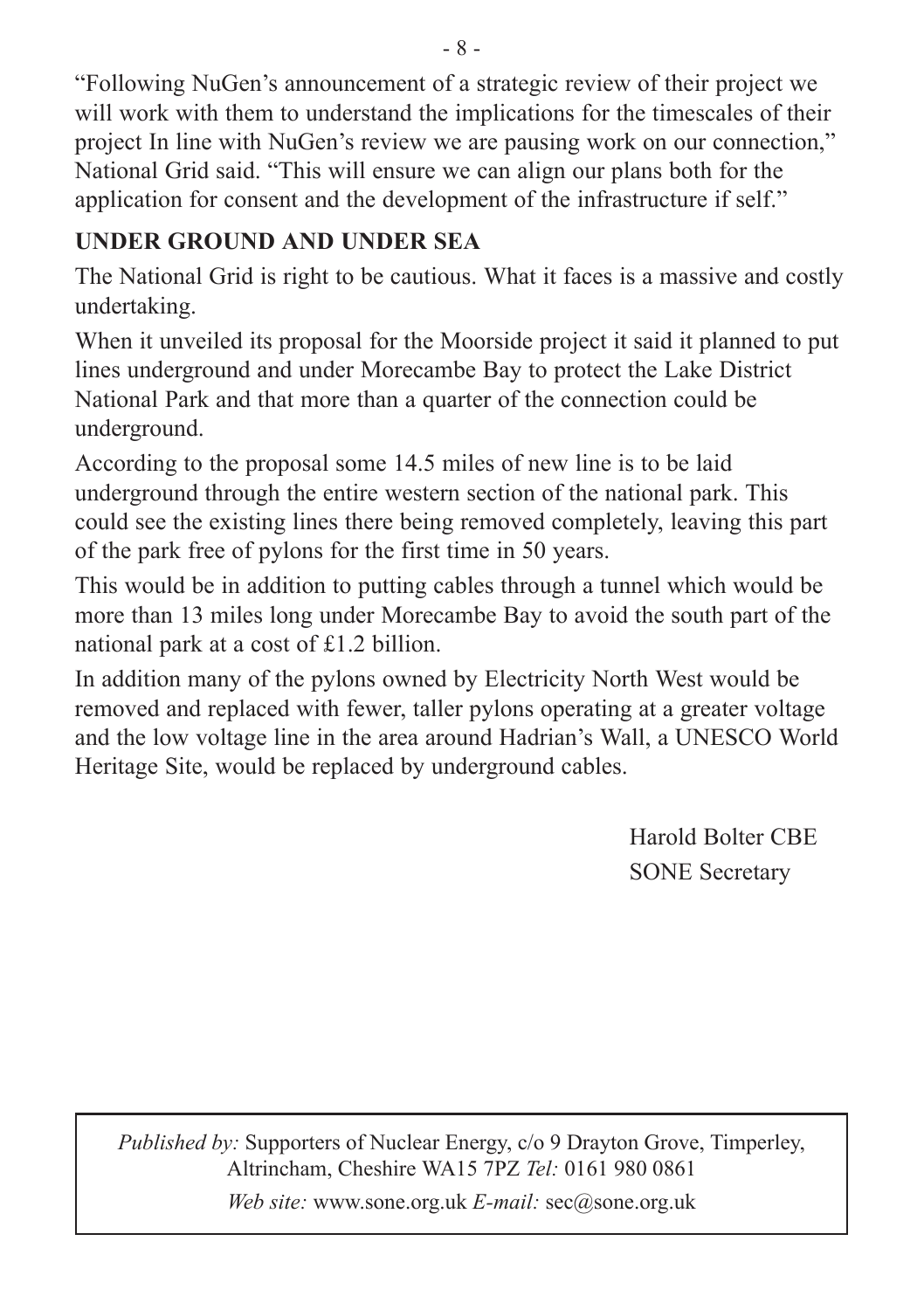"Following NuGen's announcement of a strategic review of their project we will work with them to understand the implications for the timescales of their project In line with NuGen's review we are pausing work on our connection," National Grid said. "This will ensure we can align our plans both for the application for consent and the development of the infrastructure if self."

**UNDER GROUND AND UNDER SEA**

The National Grid is right to be cautious. What it faces is a massive and costly undertaking.

When it unveiled its proposal for the Moorside project it said it planned to put lines underground and under Morecambe Bay to protect the Lake District National Park and that more than a quarter of the connection could be underground.

According to the proposal some 14.5 miles of new line is to be laid underground through the entire western section of the national park. This could see the existing lines there being removed completely, leaving this part of the park free of pylons for the first time in 50 years.

This would be in addition to putting cables through a tunnel which would be more than 13 miles long under Morecambe Bay to avoid the south part of the national park at a cost of £1.2 billion.

In addition many of the pylons owned by Electricity North West would be removed and replaced with fewer, taller pylons operating at a greater voltage and the low voltage line in the area around Hadrian's Wall, a UNESCO World Heritage Site, would be replaced by underground cables.

Harold Bolter CBE
SONE Secretary

*Published by:* Supporters of Nuclear Energy, c/o 9 Drayton Grove, Timperley, Altrincham, Cheshire WA15 7PZ *Tel:* 0161 980 0861
*Web site:* www.sone.org.uk *E-mail:* sec@sone.org.uk